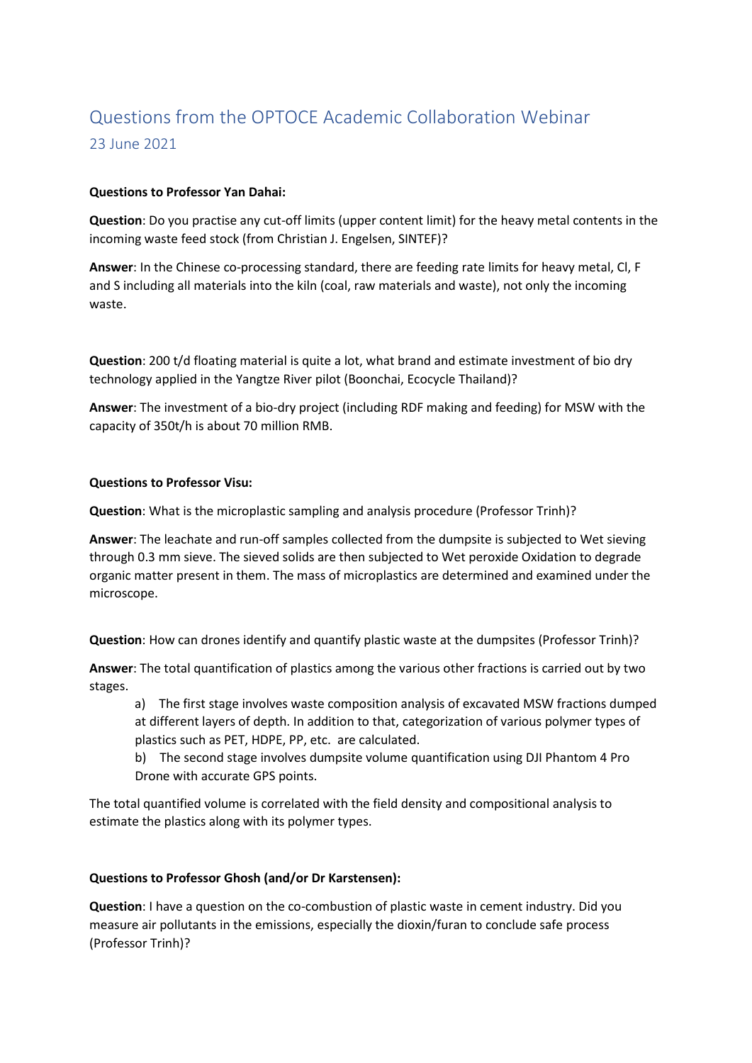# Questions from the OPTOCE Academic Collaboration Webinar

## 23 June 2021

**Questions to Professor Yan Dahai:**

**Question**: Do you practise any cut-off limits (upper content limit) for the heavy metal contents in the incoming waste feed stock (from Christian J. Engelsen, SINTEF)?

**Answer**: In the Chinese co-processing standard, there are feeding rate limits for heavy metal, Cl, F and S including all materials into the kiln (coal, raw materials and waste), not only the incoming waste.

**Question**: 200 t/d floating material is quite a lot, what brand and estimate investment of bio dry technology applied in the Yangtze River pilot (Boonchai, Ecocycle Thailand)?

**Answer**: The investment of a bio-dry project (including RDF making and feeding) for MSW with the capacity of 350t/h is about 70 million RMB.

**Questions to Professor Visu:**

**Question**: What is the microplastic sampling and analysis procedure (Professor Trinh)?

**Answer**: The leachate and run-off samples collected from the dumpsite is subjected to Wet sieving through 0.3 mm sieve. The sieved solids are then subjected to Wet peroxide Oxidation to degrade organic matter present in them. The mass of microplastics are determined and examined under the microscope.

**Question**: How can drones identify and quantify plastic waste at the dumpsites (Professor Trinh)?

**Answer**: The total quantification of plastics among the various other fractions is carried out by two stages.

a) The first stage involves waste composition analysis of excavated MSW fractions dumped at different layers of depth. In addition to that, categorization of various polymer types of plastics such as PET, HDPE, PP, etc. are calculated.

b) The second stage involves dumpsite volume quantification using DJI Phantom 4 Pro Drone with accurate GPS points.

The total quantified volume is correlated with the field density and compositional analysis to estimate the plastics along with its polymer types.

**Questions to Professor Ghosh (and/or Dr Karstensen):**

**Question**: I have a question on the co-combustion of plastic waste in cement industry. Did you measure air pollutants in the emissions, especially the dioxin/furan to conclude safe process (Professor Trinh)?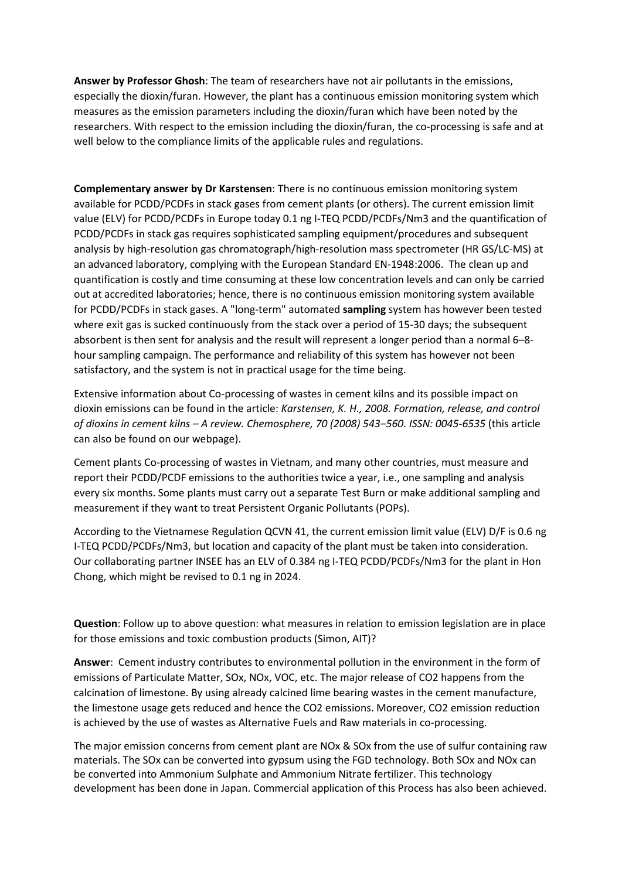**Answer by Professor Ghosh**: The team of researchers have not air pollutants in the emissions, especially the dioxin/furan. However, the plant has a continuous emission monitoring system which measures as the emission parameters including the dioxin/furan which have been noted by the researchers. With respect to the emission including the dioxin/furan, the co-processing is safe and at well below to the compliance limits of the applicable rules and regulations.

**Complementary answer by Dr Karstensen**: There is no continuous emission monitoring system available for PCDD/PCDFs in stack gases from cement plants (or others). The current emission limit value (ELV) for PCDD/PCDFs in Europe today 0.1 ng I-TEQ PCDD/PCDFs/Nm3 and the quantification of PCDD/PCDFs in stack gas requires sophisticated sampling equipment/procedures and subsequent analysis by high-resolution gas chromatograph/high-resolution mass spectrometer (HR GS/LC-MS) at an advanced laboratory, complying with the European Standard EN-1948:2006. The clean up and quantification is costly and time consuming at these low concentration levels and can only be carried out at accredited laboratories; hence, there is no continuous emission monitoring system available for PCDD/PCDFs in stack gases. A "long-term" automated **sampling** system has however been tested where exit gas is sucked continuously from the stack over a period of 15-30 days; the subsequent absorbent is then sent for analysis and the result will represent a longer period than a normal 6–8-hour sampling campaign. The performance and reliability of this system has however not been satisfactory, and the system is not in practical usage for the time being.

Extensive information about Co-processing of wastes in cement kilns and its possible impact on dioxin emissions can be found in the article: *Karstensen, K. H., 2008. Formation, release, and control of dioxins in cement kilns – A review. Chemosphere, 70 (2008) 543–560. ISSN: 0045-6535* (this article can also be found on our webpage).

Cement plants Co-processing of wastes in Vietnam, and many other countries, must measure and report their PCDD/PCDF emissions to the authorities twice a year, i.e., one sampling and analysis every six months. Some plants must carry out a separate Test Burn or make additional sampling and measurement if they want to treat Persistent Organic Pollutants (POPs).

According to the Vietnamese Regulation QCVN 41, the current emission limit value (ELV) D/F is 0.6 ng I-TEQ PCDD/PCDFs/Nm3, but location and capacity of the plant must be taken into consideration. Our collaborating partner INSEE has an ELV of 0.384 ng I-TEQ PCDD/PCDFs/Nm3 for the plant in Hon Chong, which might be revised to 0.1 ng in 2024.

**Question**: Follow up to above question: what measures in relation to emission legislation are in place for those emissions and toxic combustion products (Simon, AIT)?

**Answer**: Cement industry contributes to environmental pollution in the environment in the form of emissions of Particulate Matter, SOx, NOx, VOC, etc. The major release of $CO_2$ happens from the calcination of limestone. By using already calcined lime bearing wastes in the cement manufacture, the limestone usage gets reduced and hence the $CO_2$ emissions. Moreover, $CO_2$ emission reduction is achieved by the use of wastes as Alternative Fuels and Raw materials in co-processing.

The major emission concerns from cement plant are NOx & SOx from the use of sulfur containing raw materials. The SOx can be converted into gypsum using the FGD technology. Both SOx and NOx can be converted into Ammonium Sulphate and Ammonium Nitrate fertilizer. This technology development has been done in Japan. Commercial application of this Process has also been achieved.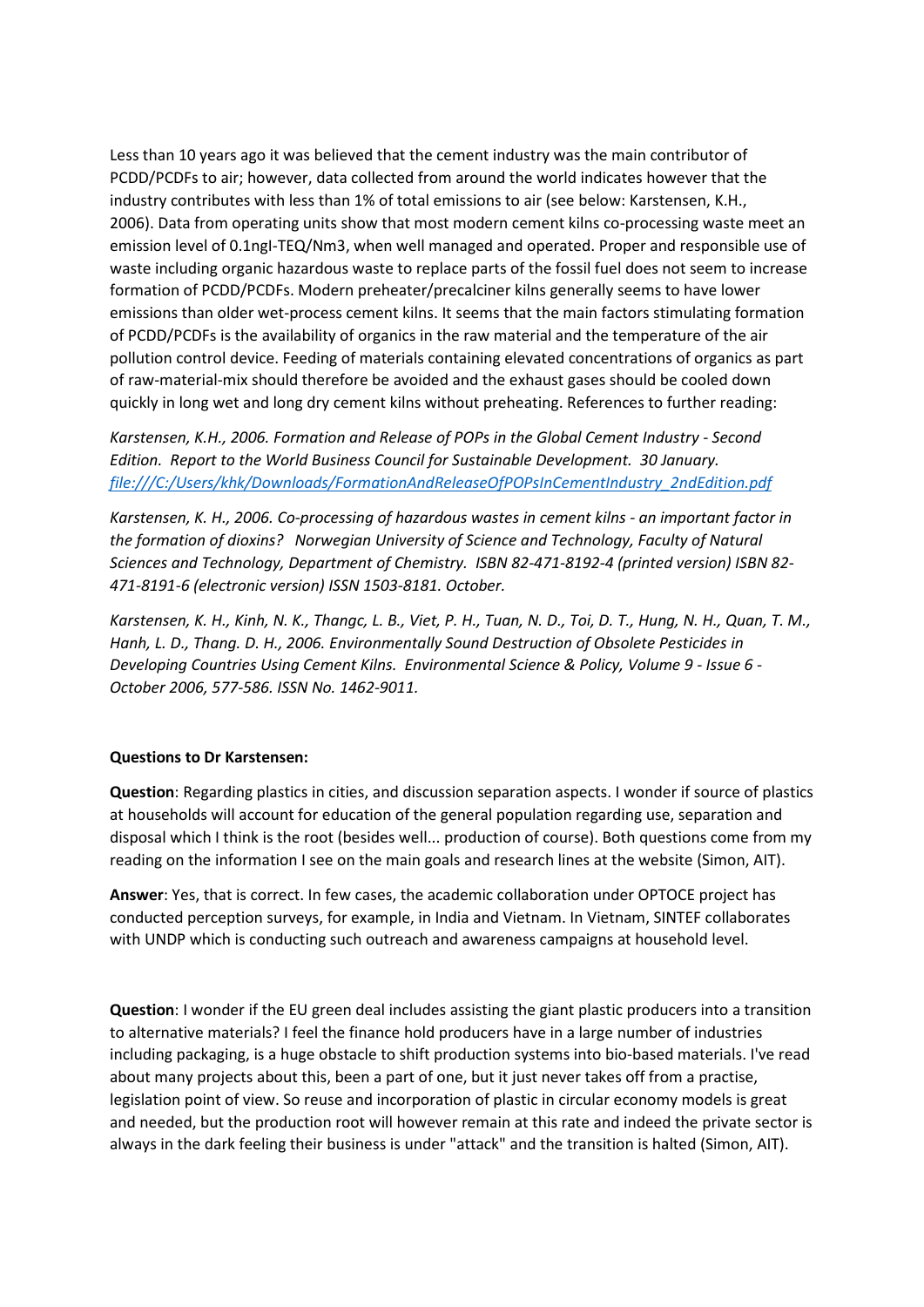Less than 10 years ago it was believed that the cement industry was the main contributor of PCDD/PCDFs to air; however, data collected from around the world indicates however that the industry contributes with less than 1% of total emissions to air (see below: Karstensen, K.H., 2006). Data from operating units show that most modern cement kilns co-processing waste meet an emission level of 0.1ngI-TEQ/Nm3, when well managed and operated. Proper and responsible use of waste including organic hazardous waste to replace parts of the fossil fuel does not seem to increase formation of PCDD/PCDFs. Modern preheater/precalciner kilns generally seems to have lower emissions than older wet-process cement kilns. It seems that the main factors stimulating formation of PCDD/PCDFs is the availability of organics in the raw material and the temperature of the air pollution control device. Feeding of materials containing elevated concentrations of organics as part of raw-material-mix should therefore be avoided and the exhaust gases should be cooled down quickly in long wet and long dry cement kilns without preheating. References to further reading:

*Karstensen, K.H., 2006. Formation and Release of POPs in the Global Cement Industry - Second Edition. Report to the World Business Council for Sustainable Development. 30 January. file:///C:/Users/khk/Downloads/FormationAndReleaseOfPOPsInCementIndustry_2ndEdition.pdf*

*Karstensen, K. H., 2006. Co-processing of hazardous wastes in cement kilns - an important factor in the formation of dioxins? Norwegian University of Science and Technology, Faculty of Natural Sciences and Technology, Department of Chemistry. ISBN 82-471-8192-4 (printed version) ISBN 82-471-8191-6 (electronic version) ISSN 1503-8181. October.*

*Karstensen, K. H., Kinh, N. K., Thangc, L. B., Viet, P. H., Tuan, N. D., Toi, D. T., Hung, N. H., Quan, T. M., Hanh, L. D., Thang. D. H., 2006. Environmentally Sound Destruction of Obsolete Pesticides in Developing Countries Using Cement Kilns. Environmental Science & Policy, Volume 9 - Issue 6 - October 2006, 577-586. ISSN No. 1462-9011.*

**Questions to Dr Karstensen:**

**Question**: Regarding plastics in cities, and discussion separation aspects. I wonder if source of plastics at households will account for education of the general population regarding use, separation and disposal which I think is the root (besides well... production of course). Both questions come from my reading on the information I see on the main goals and research lines at the website (Simon, AIT).

**Answer**: Yes, that is correct. In few cases, the academic collaboration under OPTOCE project has conducted perception surveys, for example, in India and Vietnam. In Vietnam, SINTEF collaborates with UNDP which is conducting such outreach and awareness campaigns at household level.

**Question**: I wonder if the EU green deal includes assisting the giant plastic producers into a transition to alternative materials? I feel the finance hold producers have in a large number of industries including packaging, is a huge obstacle to shift production systems into bio-based materials. I've read about many projects about this, been a part of one, but it just never takes off from a practise, legislation point of view. So reuse and incorporation of plastic in circular economy models is great and needed, but the production root will however remain at this rate and indeed the private sector is always in the dark feeling their business is under "attack" and the transition is halted (Simon, AIT).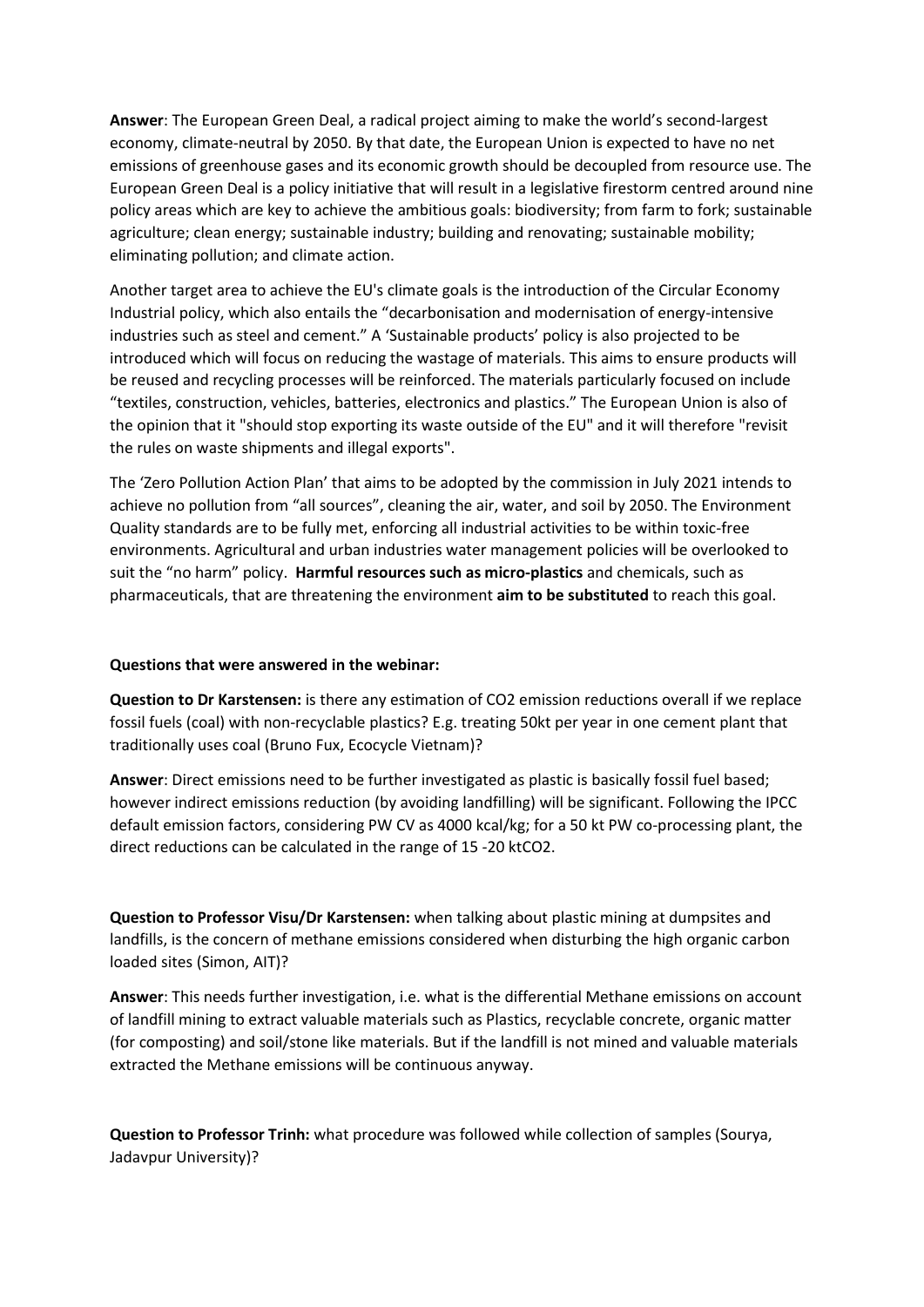**Answer**: The European Green Deal, a radical project aiming to make the world's second-largest economy, climate-neutral by 2050. By that date, the European Union is expected to have no net emissions of greenhouse gases and its economic growth should be decoupled from resource use. The European Green Deal is a policy initiative that will result in a legislative firestorm centred around nine policy areas which are key to achieve the ambitious goals: biodiversity; from farm to fork; sustainable agriculture; clean energy; sustainable industry; building and renovating; sustainable mobility; eliminating pollution; and climate action.

Another target area to achieve the EU's climate goals is the introduction of the Circular Economy Industrial policy, which also entails the "decarbonisation and modernisation of energy-intensive industries such as steel and cement." A 'Sustainable products' policy is also projected to be introduced which will focus on reducing the wastage of materials. This aims to ensure products will be reused and recycling processes will be reinforced. The materials particularly focused on include "textiles, construction, vehicles, batteries, electronics and plastics." The European Union is also of the opinion that it "should stop exporting its waste outside of the EU" and it will therefore "revisit the rules on waste shipments and illegal exports".

The 'Zero Pollution Action Plan' that aims to be adopted by the commission in July 2021 intends to achieve no pollution from "all sources", cleaning the air, water, and soil by 2050. The Environment Quality standards are to be fully met, enforcing all industrial activities to be within toxic-free environments. Agricultural and urban industries water management policies will be overlooked to suit the "no harm" policy. **Harmful resources such as micro-plastics** and chemicals, such as pharmaceuticals, that are threatening the environment **aim to be substituted** to reach this goal.

**Questions that were answered in the webinar:**

**Question to Dr Karstensen:** is there any estimation of $CO_2$ emission reductions overall if we replace fossil fuels (coal) with non-recyclable plastics? E.g. treating 50kt per year in one cement plant that traditionally uses coal (Bruno Fux, Ecocycle Vietnam)?

**Answer**: Direct emissions need to be further investigated as plastic is basically fossil fuel based; however indirect emissions reduction (by avoiding landfilling) will be significant. Following the IPCC default emission factors, considering PW CV as 4000 kcal/kg; for a 50 kt PW co-processing plant, the direct reductions can be calculated in the range of 15 -20 ktCO2.

**Question to Professor Visu/Dr Karstensen:** when talking about plastic mining at dumpsites and landfills, is the concern of methane emissions considered when disturbing the high organic carbon loaded sites (Simon, AIT)?

**Answer**: This needs further investigation, i.e. what is the differential Methane emissions on account of landfill mining to extract valuable materials such as Plastics, recyclable concrete, organic matter (for composting) and soil/stone like materials. But if the landfill is not mined and valuable materials extracted the Methane emissions will be continuous anyway.

**Question to Professor Trinh:** what procedure was followed while collection of samples (Sourya, Jadavpur University)?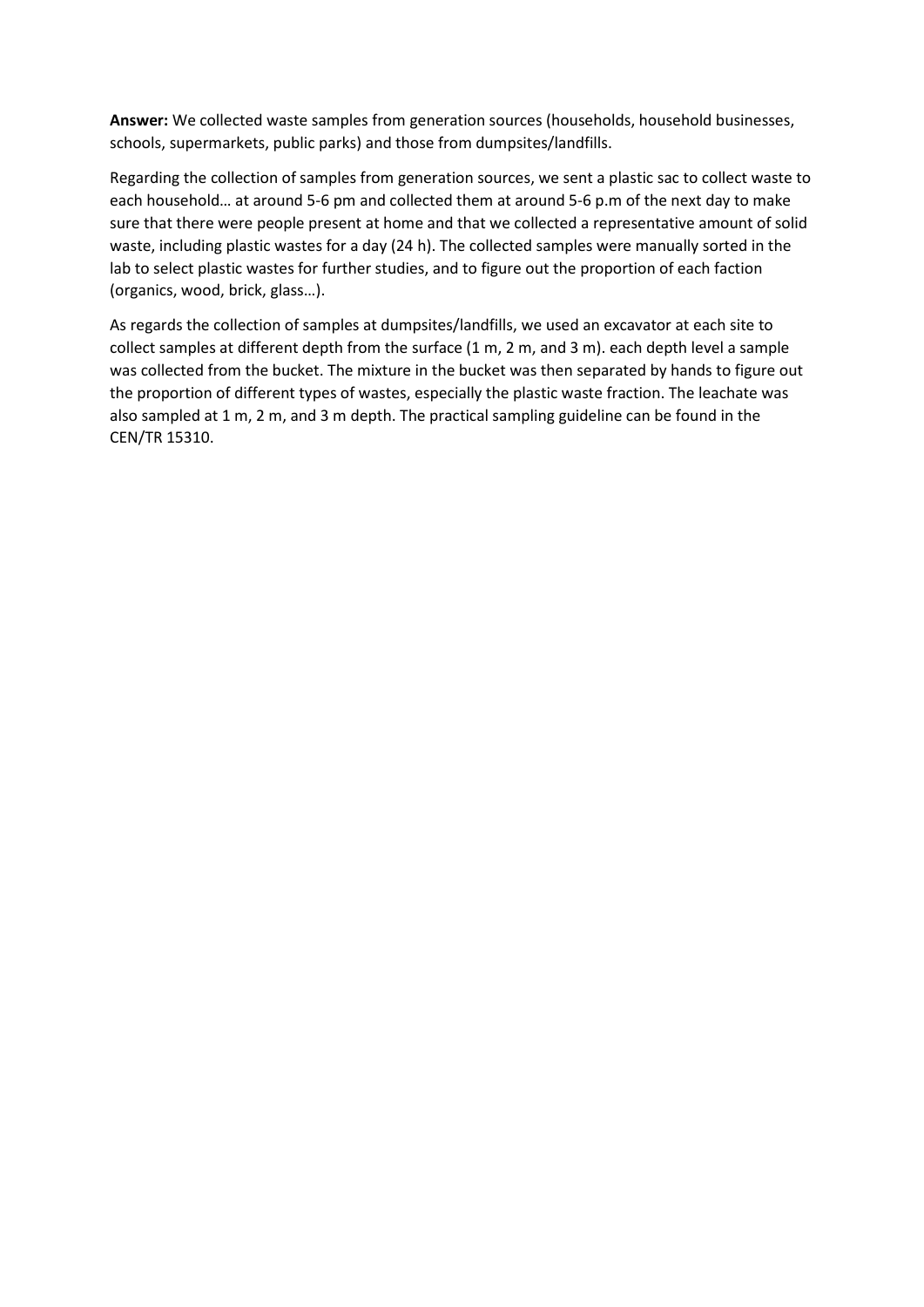**Answer:** We collected waste samples from generation sources (households, household businesses, schools, supermarkets, public parks) and those from dumpsites/landfills.

Regarding the collection of samples from generation sources, we sent a plastic sac to collect waste to each household… at around 5-6 pm and collected them at around 5-6 p.m of the next day to make sure that there were people present at home and that we collected a representative amount of solid waste, including plastic wastes for a day (24 h). The collected samples were manually sorted in the lab to select plastic wastes for further studies, and to figure out the proportion of each faction (organics, wood, brick, glass…).

As regards the collection of samples at dumpsites/landfills, we used an excavator at each site to collect samples at different depth from the surface (1 m, 2 m, and 3 m). each depth level a sample was collected from the bucket. The mixture in the bucket was then separated by hands to figure out the proportion of different types of wastes, especially the plastic waste fraction. The leachate was also sampled at 1 m, 2 m, and 3 m depth. The practical sampling guideline can be found in the CEN/TR 15310.